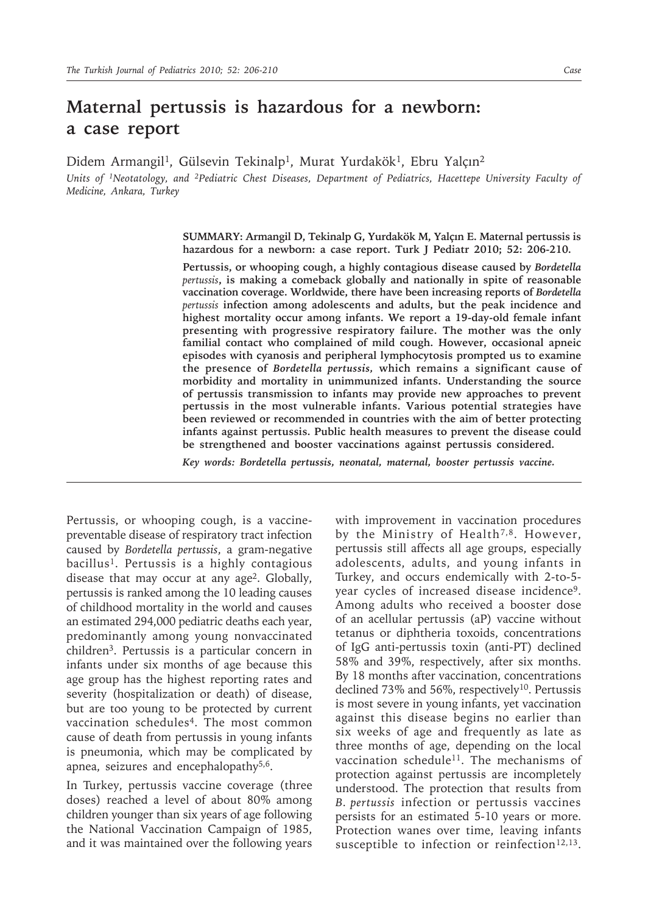# Maternal pertussis is hazardous for a newborn: a case report

Didem Armangil[1], Gülsevin Tekinalp[1], Murat Yurdakök[1], Ebru Yalçın[2]

*Units of [1]Neotatology, and [2]Pediatric Chest Diseases, Department of Pediatrics, Hacettepe University Faculty of Medicine, Ankara, Turkey*

**SUMMARY: Armangil D, Tekinalp G, Yurdakök M, Yalçın E. Maternal pertussis is hazardous for a newborn: a case report. Turk J Pediatr 2010; 52: 206-210.**

**Pertussis, or whooping cough, a highly contagious disease caused by *Bordetella pertussis*, is making a comeback globally and nationally in spite of reasonable vaccination coverage. Worldwide, there have been increasing reports of *Bordetella pertussis* infection among adolescents and adults, but the peak incidence and highest mortality occur among infants. We report a 19-day-old female infant presenting with progressive respiratory failure. The mother was the only familial contact who complained of mild cough. However, occasional apneic episodes with cyanosis and peripheral lymphocytosis prompted us to examine the presence of *Bordetella pertussis*, which remains a significant cause of morbidity and mortality in unimmunized infants. Understanding the source of pertussis transmission to infants may provide new approaches to prevent pertussis in the most vulnerable infants. Various potential strategies have been reviewed or recommended in countries with the aim of better protecting infants against pertussis. Public health measures to prevent the disease could be strengthened and booster vaccinations against pertussis considered.**

***Key words: Bordetella pertussis, neonatal, maternal, booster pertussis vaccine.***

---

Pertussis, or whooping cough, is a vaccine-preventable disease of respiratory tract infection caused by *Bordetella pertussis*, a gram-negative bacillus[1]. Pertussis is a highly contagious disease that may occur at any age[2]. Globally, pertussis is ranked among the 10 leading causes of childhood mortality in the world and causes an estimated 294,000 pediatric deaths each year, predominantly among young nonvaccinated children[3]. Pertussis is a particular concern in infants under six months of age because this age group has the highest reporting rates and severity (hospitalization or death) of disease, but are too young to be protected by current vaccination schedules[4]. The most common cause of death from pertussis in young infants is pneumonia, which may be complicated by apnea, seizures and encephalopathy[5,6].

In Turkey, pertussis vaccine coverage (three doses) reached a level of about 80% among children younger than six years of age following the National Vaccination Campaign of 1985, and it was maintained over the following years with improvement in vaccination procedures by the Ministry of Health[7,8]. However, pertussis still affects all age groups, especially adolescents, adults, and young infants in Turkey, and occurs endemically with 2-to-5-year cycles of increased disease incidence[9]. Among adults who received a booster dose of an acellular pertussis (aP) vaccine without tetanus or diphtheria toxoids, concentrations of IgG anti-pertussis toxin (anti-PT) declined 58% and 39%, respectively, after six months. By 18 months after vaccination, concentrations declined 73% and 56%, respectively[10]. Pertussis is most severe in young infants, yet vaccination against this disease begins no earlier than six weeks of age and frequently as late as three months of age, depending on the local vaccination schedule[11]. The mechanisms of protection against pertussis are incompletely understood. The protection that results from *B. pertussis* infection or pertussis vaccines persists for an estimated 5-10 years or more. Protection wanes over time, leaving infants susceptible to infection or reinfection[12,13].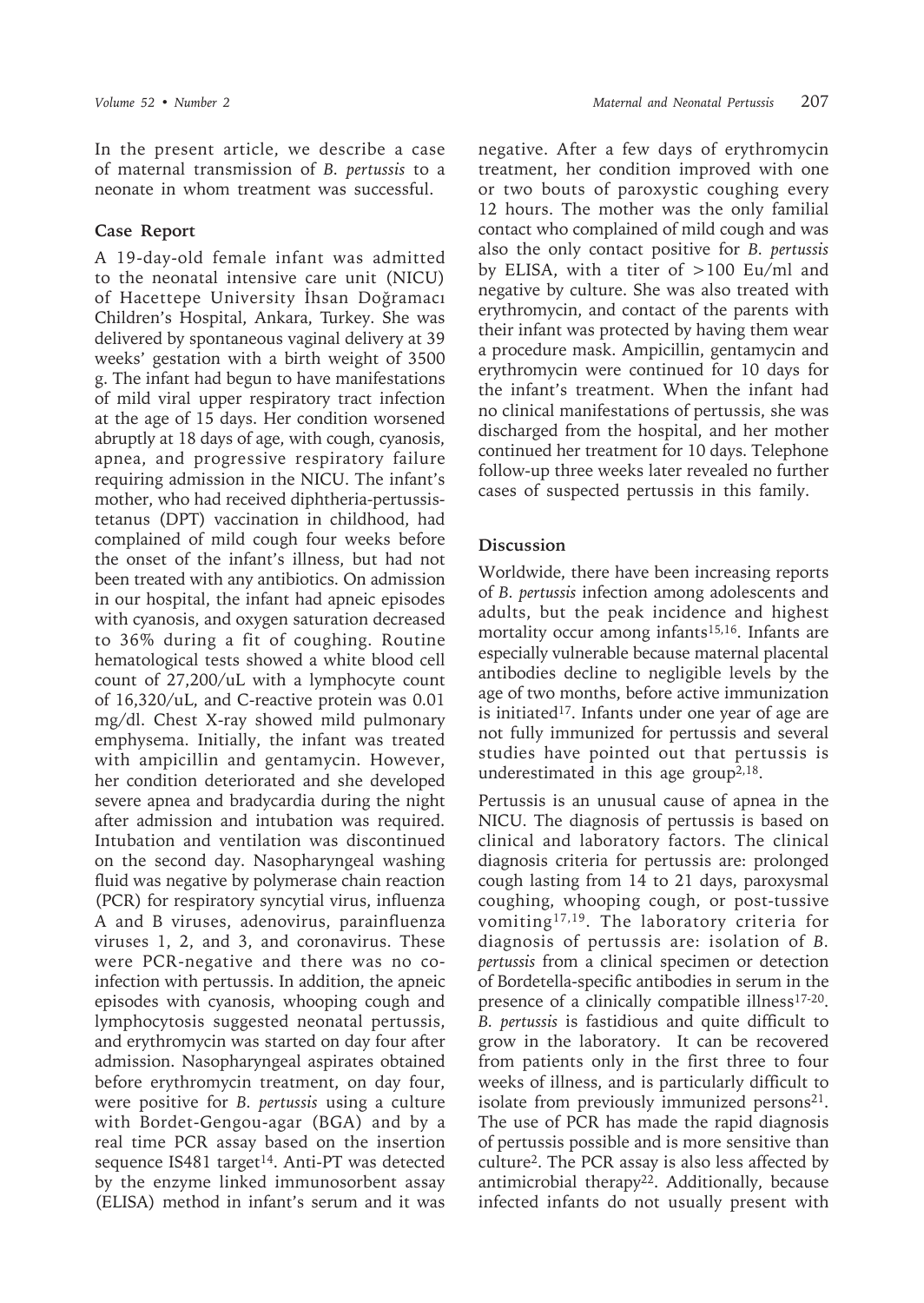In the present article, we describe a case of maternal transmission of *B. pertussis* to a neonate in whom treatment was successful.

## Case Report

A 19-day-old female infant was admitted to the neonatal intensive care unit (NICU) of Hacettepe University İhsan Doğramacı Children's Hospital, Ankara, Turkey. She was delivered by spontaneous vaginal delivery at 39 weeks' gestation with a birth weight of 3500 g. The infant had begun to have manifestations of mild viral upper respiratory tract infection at the age of 15 days. Her condition worsened abruptly at 18 days of age, with cough, cyanosis, apnea, and progressive respiratory failure requiring admission in the NICU. The infant's mother, who had received diphtheria-pertussis-tetanus (DPT) vaccination in childhood, had complained of mild cough four weeks before the onset of the infant's illness, but had not been treated with any antibiotics. On admission in our hospital, the infant had apneic episodes with cyanosis, and oxygen saturation decreased to 36% during a fit of coughing. Routine hematological tests showed a white blood cell count of 27,200/uL with a lymphocyte count of 16,320/uL, and C-reactive protein was 0.01 mg/dl. Chest X-ray showed mild pulmonary emphysema. Initially, the infant was treated with ampicillin and gentamycin. However, her condition deteriorated and she developed severe apnea and bradycardia during the night after admission and intubation was required. Intubation and ventilation was discontinued on the second day. Nasopharyngeal washing fluid was negative by polymerase chain reaction (PCR) for respiratory syncytial virus, influenza A and B viruses, adenovirus, parainfluenza viruses 1, 2, and 3, and coronavirus. These were PCR-negative and there was no co-infection with pertussis. In addition, the apneic episodes with cyanosis, whooping cough and lymphocytosis suggested neonatal pertussis, and erythromycin was started on day four after admission. Nasopharyngeal aspirates obtained before erythromycin treatment, on day four, were positive for *B. pertussis* using a culture with Bordet-Gengou-agar (BGA) and by a real time PCR assay based on the insertion sequence IS481 target[14]. Anti-PT was detected by the enzyme linked immunosorbent assay (ELISA) method in infant's serum and it was negative. After a few days of erythromycin treatment, her condition improved with one or two bouts of paroxystic coughing every 12 hours. The mother was the only familial contact who complained of mild cough and was also the only contact positive for *B. pertussis* by ELISA, with a titer of >100 Eu/ml and negative by culture. She was also treated with erythromycin, and contact of the parents with their infant was protected by having them wear a procedure mask. Ampicillin, gentamycin and erythromycin were continued for 10 days for the infant's treatment. When the infant had no clinical manifestations of pertussis, she was discharged from the hospital, and her mother continued her treatment for 10 days. Telephone follow-up three weeks later revealed no further cases of suspected pertussis in this family.

## Discussion

Worldwide, there have been increasing reports of *B. pertussis* infection among adolescents and adults, but the peak incidence and highest mortality occur among infants[15,16]. Infants are especially vulnerable because maternal placental antibodies decline to negligible levels by the age of two months, before active immunization is initiated[17]. Infants under one year of age are not fully immunized for pertussis and several studies have pointed out that pertussis is underestimated in this age group[2,18].

Pertussis is an unusual cause of apnea in the NICU. The diagnosis of pertussis is based on clinical and laboratory factors. The clinical diagnosis criteria for pertussis are: prolonged cough lasting from 14 to 21 days, paroxysmal coughing, whooping cough, or post-tussive vomiting[17,19]. The laboratory criteria for diagnosis of pertussis are: isolation of *B. pertussis* from a clinical specimen or detection of Bordetella-specific antibodies in serum in the presence of a clinically compatible illness[17-20]. *B. pertussis* is fastidious and quite difficult to grow in the laboratory. It can be recovered from patients only in the first three to four weeks of illness, and is particularly difficult to isolate from previously immunized persons[21]. The use of PCR has made the rapid diagnosis of pertussis possible and is more sensitive than culture[2]. The PCR assay is also less affected by antimicrobial therapy[22]. Additionally, because infected infants do not usually present with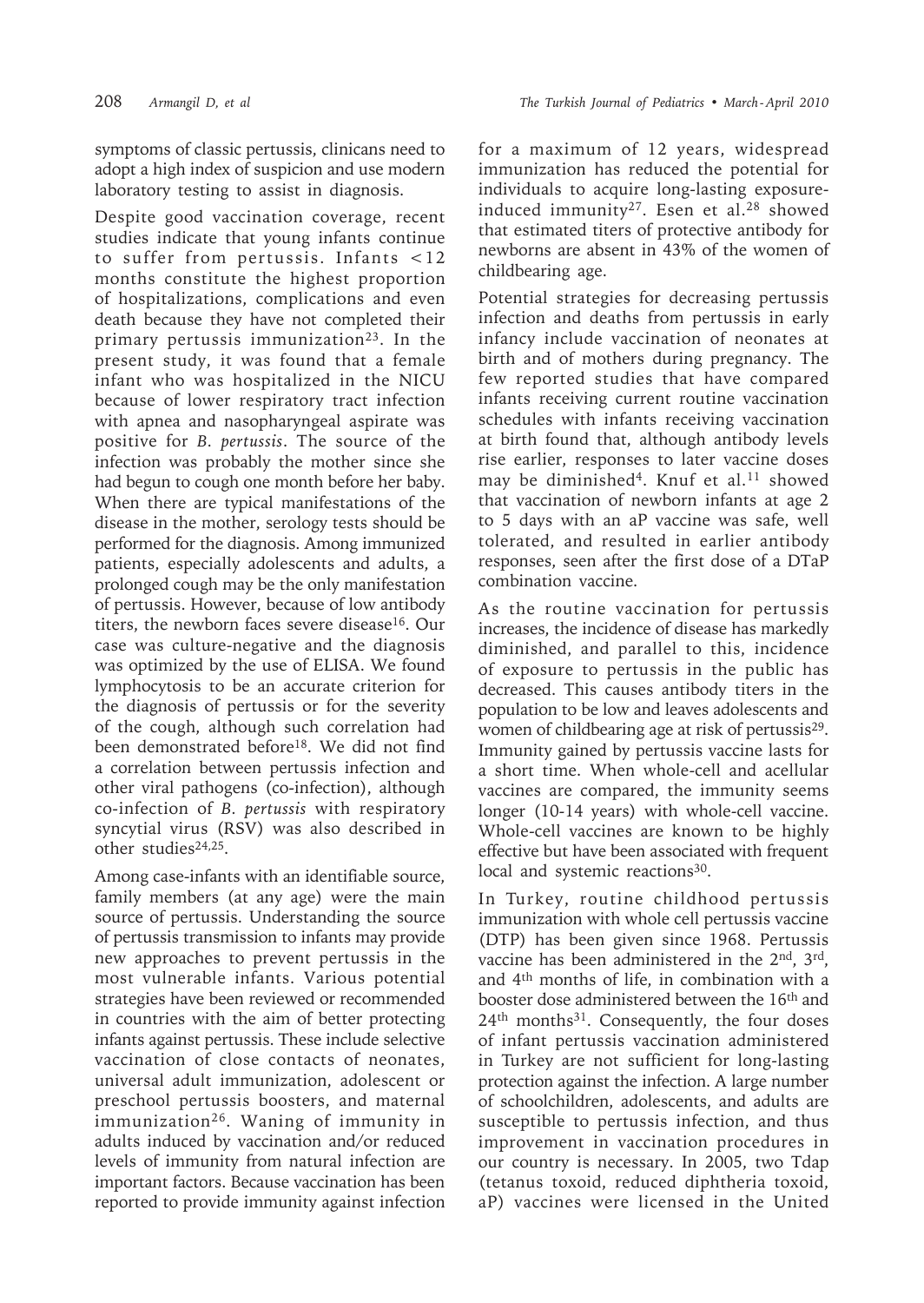symptoms of classic pertussis, clinicans need to adopt a high index of suspicion and use modern laboratory testing to assist in diagnosis.

Despite good vaccination coverage, recent studies indicate that young infants continue to suffer from pertussis. Infants <12 months constitute the highest proportion of hospitalizations, complications and even death because they have not completed their primary pertussis immunization[23]. In the present study, it was found that a female infant who was hospitalized in the NICU because of lower respiratory tract infection with apnea and nasopharyngeal aspirate was positive for *B. pertussis*. The source of the infection was probably the mother since she had begun to cough one month before her baby. When there are typical manifestations of the disease in the mother, serology tests should be performed for the diagnosis. Among immunized patients, especially adolescents and adults, a prolonged cough may be the only manifestation of pertussis. However, because of low antibody titers, the newborn faces severe disease[16]. Our case was culture-negative and the diagnosis was optimized by the use of ELISA. We found lymphocytosis to be an accurate criterion for the diagnosis of pertussis or for the severity of the cough, although such correlation had been demonstrated before[18]. We did not find a correlation between pertussis infection and other viral pathogens (co-infection), although co-infection of *B. pertussis* with respiratory syncytial virus (RSV) was also described in other studies[24,25].

Among case-infants with an identifiable source, family members (at any age) were the main source of pertussis. Understanding the source of pertussis transmission to infants may provide new approaches to prevent pertussis in the most vulnerable infants. Various potential strategies have been reviewed or recommended in countries with the aim of better protecting infants against pertussis. These include selective vaccination of close contacts of neonates, universal adult immunization, adolescent or preschool pertussis boosters, and maternal immunization[26]. Waning of immunity in adults induced by vaccination and/or reduced levels of immunity from natural infection are important factors. Because vaccination has been reported to provide immunity against infection for a maximum of 12 years, widespread immunization has reduced the potential for individuals to acquire long-lasting exposure-induced immunity[27]. Esen et al.[28] showed that estimated titers of protective antibody for newborns are absent in 43% of the women of childbearing age.

Potential strategies for decreasing pertussis infection and deaths from pertussis in early infancy include vaccination of neonates at birth and of mothers during pregnancy. The few reported studies that have compared infants receiving current routine vaccination schedules with infants receiving vaccination at birth found that, although antibody levels rise earlier, responses to later vaccine doses may be diminished[4]. Knuf et al.[11] showed that vaccination of newborn infants at age 2 to 5 days with an aP vaccine was safe, well tolerated, and resulted in earlier antibody responses, seen after the first dose of a DTaP combination vaccine.

As the routine vaccination for pertussis increases, the incidence of disease has markedly diminished, and parallel to this, incidence of exposure to pertussis in the public has decreased. This causes antibody titers in the population to be low and leaves adolescents and women of childbearing age at risk of pertussis[29]. Immunity gained by pertussis vaccine lasts for a short time. When whole-cell and acellular vaccines are compared, the immunity seems longer (10-14 years) with whole-cell vaccine. Whole-cell vaccines are known to be highly effective but have been associated with frequent local and systemic reactions[30].

In Turkey, routine childhood pertussis immunization with whole cell pertussis vaccine (DTP) has been given since 1968. Pertussis vaccine has been administered in the 2nd, 3rd, and 4th months of life, in combination with a booster dose administered between the 16th and 24th months[31]. Consequently, the four doses of infant pertussis vaccination administered in Turkey are not sufficient for long-lasting protection against the infection. A large number of schoolchildren, adolescents, and adults are susceptible to pertussis infection, and thus improvement in vaccination procedures in our country is necessary. In 2005, two Tdap (tetanus toxoid, reduced diphtheria toxoid, aP) vaccines were licensed in the United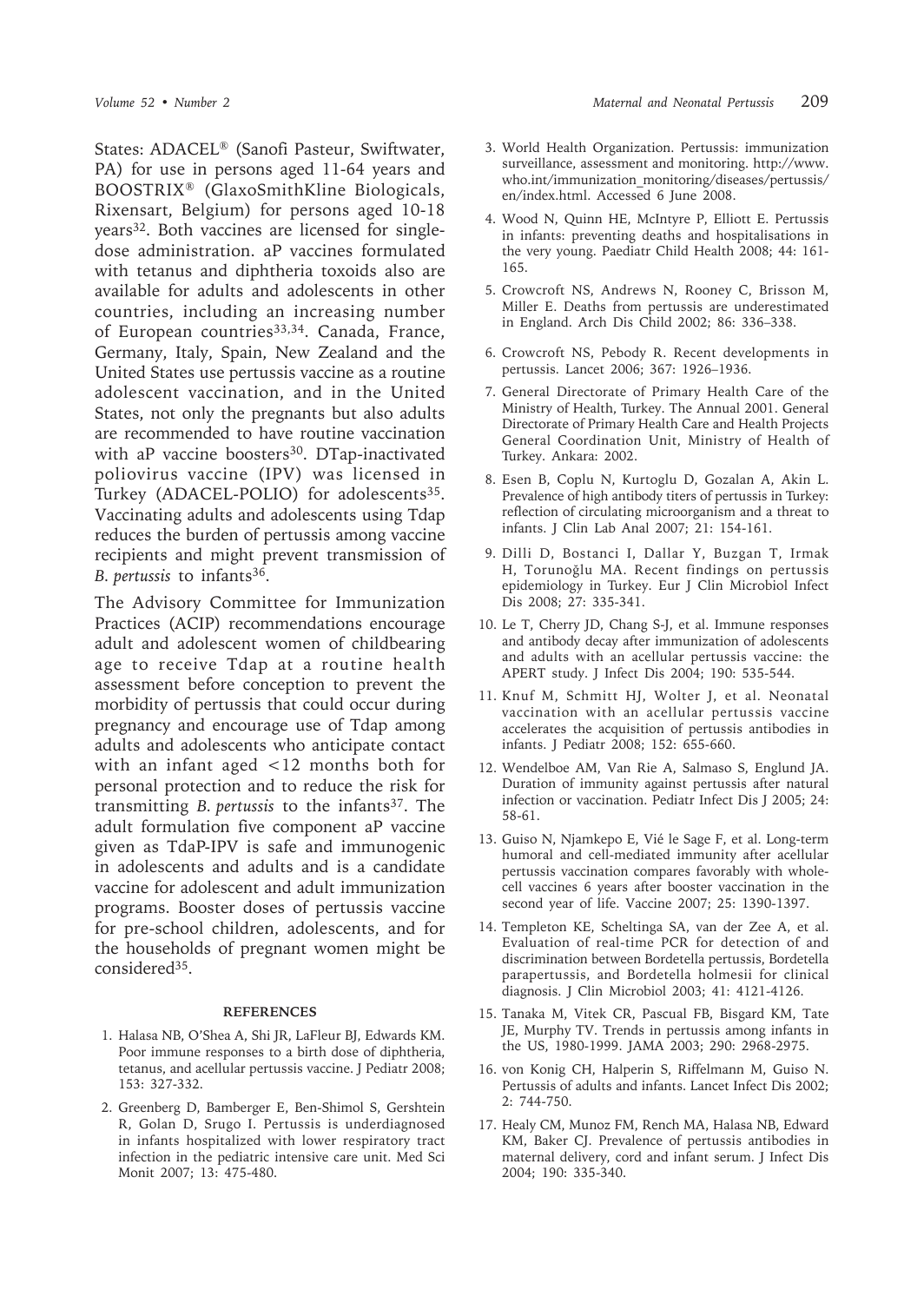States: ADACEL® (Sanofi Pasteur, Swiftwater, PA) for use in persons aged 11-64 years and BOOSTRIX® (GlaxoSmithKline Biologicals, Rixensart, Belgium) for persons aged 10-18 years[32]. Both vaccines are licensed for single-dose administration. aP vaccines formulated with tetanus and diphtheria toxoids also are available for adults and adolescents in other countries, including an increasing number of European countries[33,34]. Canada, France, Germany, Italy, Spain, New Zealand and the United States use pertussis vaccine as a routine adolescent vaccination, and in the United States, not only the pregnants but also adults are recommended to have routine vaccination with aP vaccine boosters[30]. DTap-inactivated poliovirus vaccine (IPV) was licensed in Turkey (ADACEL-POLIO) for adolescents[35]. Vaccinating adults and adolescents using Tdap reduces the burden of pertussis among vaccine recipients and might prevent transmission of *B. pertussis* to infants[36].

The Advisory Committee for Immunization Practices (ACIP) recommendations encourage adult and adolescent women of childbearing age to receive Tdap at a routine health assessment before conception to prevent the morbidity of pertussis that could occur during pregnancy and encourage use of Tdap among adults and adolescents who anticipate contact with an infant aged <12 months both for personal protection and to reduce the risk for transmitting *B. pertussis* to the infants[37]. The adult formulation five component aP vaccine given as TdaP-IPV is safe and immunogenic in adolescents and adults and is a candidate vaccine for adolescent and adult immunization programs. Booster doses of pertussis vaccine for pre-school children, adolescents, and for the households of pregnant women might be considered[35].

## REFERENCES

1. Halasa NB, O'Shea A, Shi JR, LaFleur BJ, Edwards KM. Poor immune responses to a birth dose of diphtheria, tetanus, and acellular pertussis vaccine. J Pediatr 2008; 153: 327-332.
2. Greenberg D, Bamberger E, Ben-Shimol S, Gershtein R, Golan D, Srugo I. Pertussis is underdiagnosed in infants hospitalized with lower respiratory tract infection in the pediatric intensive care unit. Med Sci Monit 2007; 13: 475-480.
3. World Health Organization. Pertussis: immunization surveillance, assessment and monitoring. http://www.who.int/immunization_monitoring/diseases/pertussis/en/index.html. Accessed 6 June 2008.
4. Wood N, Quinn HE, McIntyre P, Elliott E. Pertussis in infants: preventing deaths and hospitalisations in the very young. Paediatr Child Health 2008; 44: 161-165.
5. Crowcroft NS, Andrews N, Rooney C, Brisson M, Miller E. Deaths from pertussis are underestimated in England. Arch Dis Child 2002; 86: 336–338.
6. Crowcroft NS, Pebody R. Recent developments in pertussis. Lancet 2006; 367: 1926–1936.
7. General Directorate of Primary Health Care of the Ministry of Health, Turkey. The Annual 2001. General Directorate of Primary Health Care and Health Projects General Coordination Unit, Ministry of Health of Turkey. Ankara: 2002.
8. Esen B, Coplu N, Kurtoglu D, Gozalan A, Akin L. Prevalence of high antibody titers of pertussis in Turkey: reflection of circulating microorganism and a threat to infants. J Clin Lab Anal 2007; 21: 154-161.
9. Dilli D, Bostanci I, Dallar Y, Buzgan T, Irmak H, Torunoğlu MA. Recent findings on pertussis epidemiology in Turkey. Eur J Clin Microbiol Infect Dis 2008; 27: 335-341.
10. Le T, Cherry JD, Chang S-J, et al. Immune responses and antibody decay after immunization of adolescents and adults with an acellular pertussis vaccine: the APERT study. J Infect Dis 2004; 190: 535-544.
11. Knuf M, Schmitt HJ, Wolter J, et al. Neonatal vaccination with an acellular pertussis vaccine accelerates the acquisition of pertussis antibodies in infants. J Pediatr 2008; 152: 655-660.
12. Wendelboe AM, Van Rie A, Salmaso S, Englund JA. Duration of immunity against pertussis after natural infection or vaccination. Pediatr Infect Dis J 2005; 24: 58-61.
13. Guiso N, Njamkepo E, Vié le Sage F, et al. Long-term humoral and cell-mediated immunity after acellular pertussis vaccination compares favorably with whole-cell vaccines 6 years after booster vaccination in the second year of life. Vaccine 2007; 25: 1390-1397.
14. Templeton KE, Scheltinga SA, van der Zee A, et al. Evaluation of real-time PCR for detection of and discrimination between Bordetella pertussis, Bordetella parapertussis, and Bordetella holmesii for clinical diagnosis. J Clin Microbiol 2003; 41: 4121-4126.
15. Tanaka M, Vitek CR, Pascual FB, Bisgard KM, Tate JE, Murphy TV. Trends in pertussis among infants in the US, 1980-1999. JAMA 2003; 290: 2968-2975.
16. von Konig CH, Halperin S, Riffelmann M, Guiso N. Pertussis of adults and infants. Lancet Infect Dis 2002; 2: 744-750.
17. Healy CM, Munoz FM, Rench MA, Halasa NB, Edward KM, Baker CJ. Prevalence of pertussis antibodies in maternal delivery, cord and infant serum. J Infect Dis 2004; 190: 335-340.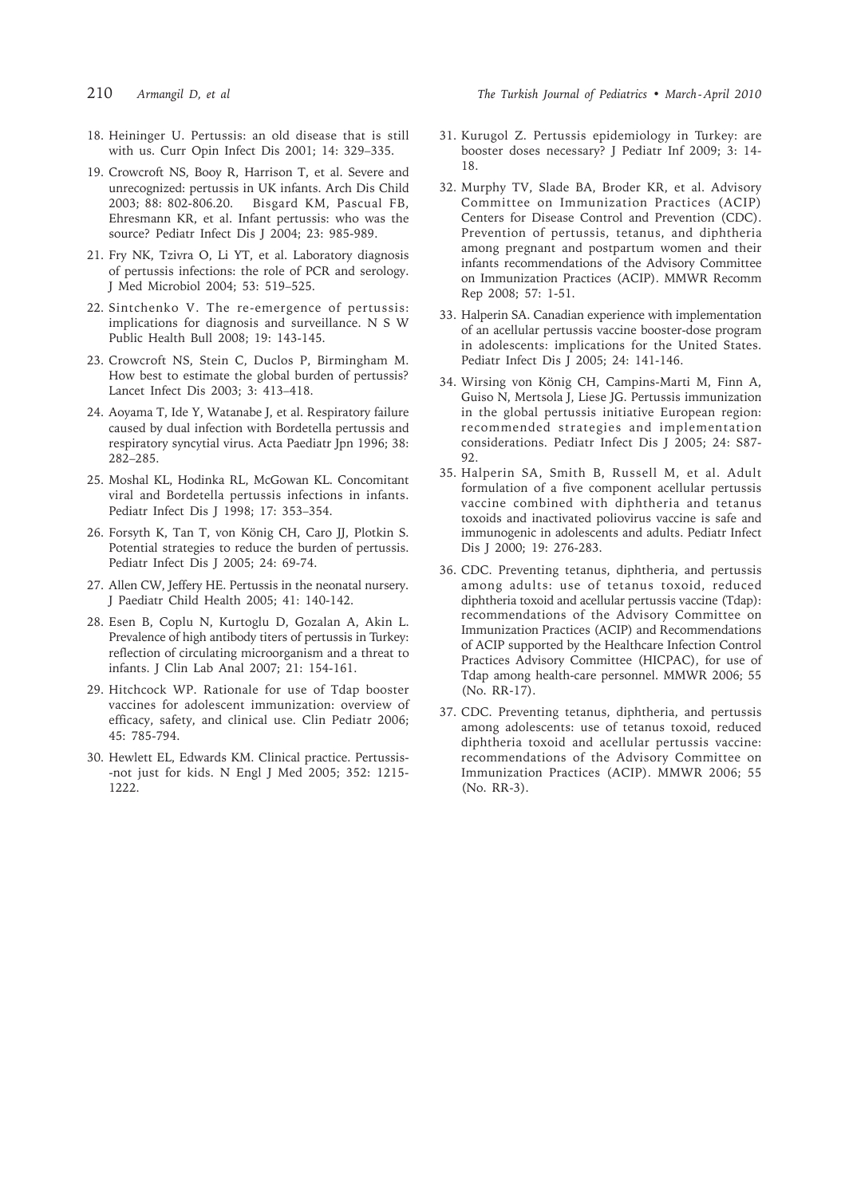18. Heininger U. Pertussis: an old disease that is still with us. Curr Opin Infect Dis 2001; 14: 329–335.

19. Crowcroft NS, Booy R, Harrison T, et al. Severe and unrecognized: pertussis in UK infants. Arch Dis Child 2003; 88: 802-806.20. Bisgard KM, Pascual FB, Ehresmann KR, et al. Infant pertussis: who was the source? Pediatr Infect Dis J 2004; 23: 985-989.

21. Fry NK, Tzivra O, Li YT, et al. Laboratory diagnosis of pertussis infections: the role of PCR and serology. J Med Microbiol 2004; 53: 519–525.

22. Sintchenko V. The re-emergence of pertussis: implications for diagnosis and surveillance. N S W Public Health Bull 2008; 19: 143-145.

23. Crowcroft NS, Stein C, Duclos P, Birmingham M. How best to estimate the global burden of pertussis? Lancet Infect Dis 2003; 3: 413–418.

24. Aoyama T, Ide Y, Watanabe J, et al. Respiratory failure caused by dual infection with Bordetella pertussis and respiratory syncytial virus. Acta Paediatr Jpn 1996; 38: 282–285.

25. Moshal KL, Hodinka RL, McGowan KL. Concomitant viral and Bordetella pertussis infections in infants. Pediatr Infect Dis J 1998; 17: 353–354.

26. Forsyth K, Tan T, von König CH, Caro JJ, Plotkin S. Potential strategies to reduce the burden of pertussis. Pediatr Infect Dis J 2005; 24: 69-74.

27. Allen CW, Jeffery HE. Pertussis in the neonatal nursery. J Paediatr Child Health 2005; 41: 140-142.

28. Esen B, Coplu N, Kurtoglu D, Gozalan A, Akin L. Prevalence of high antibody titers of pertussis in Turkey: reflection of circulating microorganism and a threat to infants. J Clin Lab Anal 2007; 21: 154-161.

29. Hitchcock WP. Rationale for use of Tdap booster vaccines for adolescent immunization: overview of efficacy, safety, and clinical use. Clin Pediatr 2006; 45: 785-794.

30. Hewlett EL, Edwards KM. Clinical practice. Pertussis--not just for kids. N Engl J Med 2005; 352: 1215-1222.

31. Kurugol Z. Pertussis epidemiology in Turkey: are booster doses necessary? J Pediatr Inf 2009; 3: 14-18.

32. Murphy TV, Slade BA, Broder KR, et al. Advisory Committee on Immunization Practices (ACIP) Centers for Disease Control and Prevention (CDC). Prevention of pertussis, tetanus, and diphtheria among pregnant and postpartum women and their infants recommendations of the Advisory Committee on Immunization Practices (ACIP). MMWR Recomm Rep 2008; 57: 1-51.

33. Halperin SA. Canadian experience with implementation of an acellular pertussis vaccine booster-dose program in adolescents: implications for the United States. Pediatr Infect Dis J 2005; 24: 141-146.

34. Wirsing von König CH, Campins-Marti M, Finn A, Guiso N, Mertsola J, Liese JG. Pertussis immunization in the global pertussis initiative European region: recommended strategies and implementation considerations. Pediatr Infect Dis J 2005; 24: S87-92.

35. Halperin SA, Smith B, Russell M, et al. Adult formulation of a five component acellular pertussis vaccine combined with diphtheria and tetanus toxoids and inactivated poliovirus vaccine is safe and immunogenic in adolescents and adults. Pediatr Infect Dis J 2000; 19: 276-283.

36. CDC. Preventing tetanus, diphtheria, and pertussis among adults: use of tetanus toxoid, reduced diphtheria toxoid and acellular pertussis vaccine (Tdap): recommendations of the Advisory Committee on Immunization Practices (ACIP) and Recommendations of ACIP supported by the Healthcare Infection Control Practices Advisory Committee (HICPAC), for use of Tdap among health-care personnel. MMWR 2006; 55 (No. RR-17).

37. CDC. Preventing tetanus, diphtheria, and pertussis among adolescents: use of tetanus toxoid, reduced diphtheria toxoid and acellular pertussis vaccine: recommendations of the Advisory Committee on Immunization Practices (ACIP). MMWR 2006; 55 (No. RR-3).